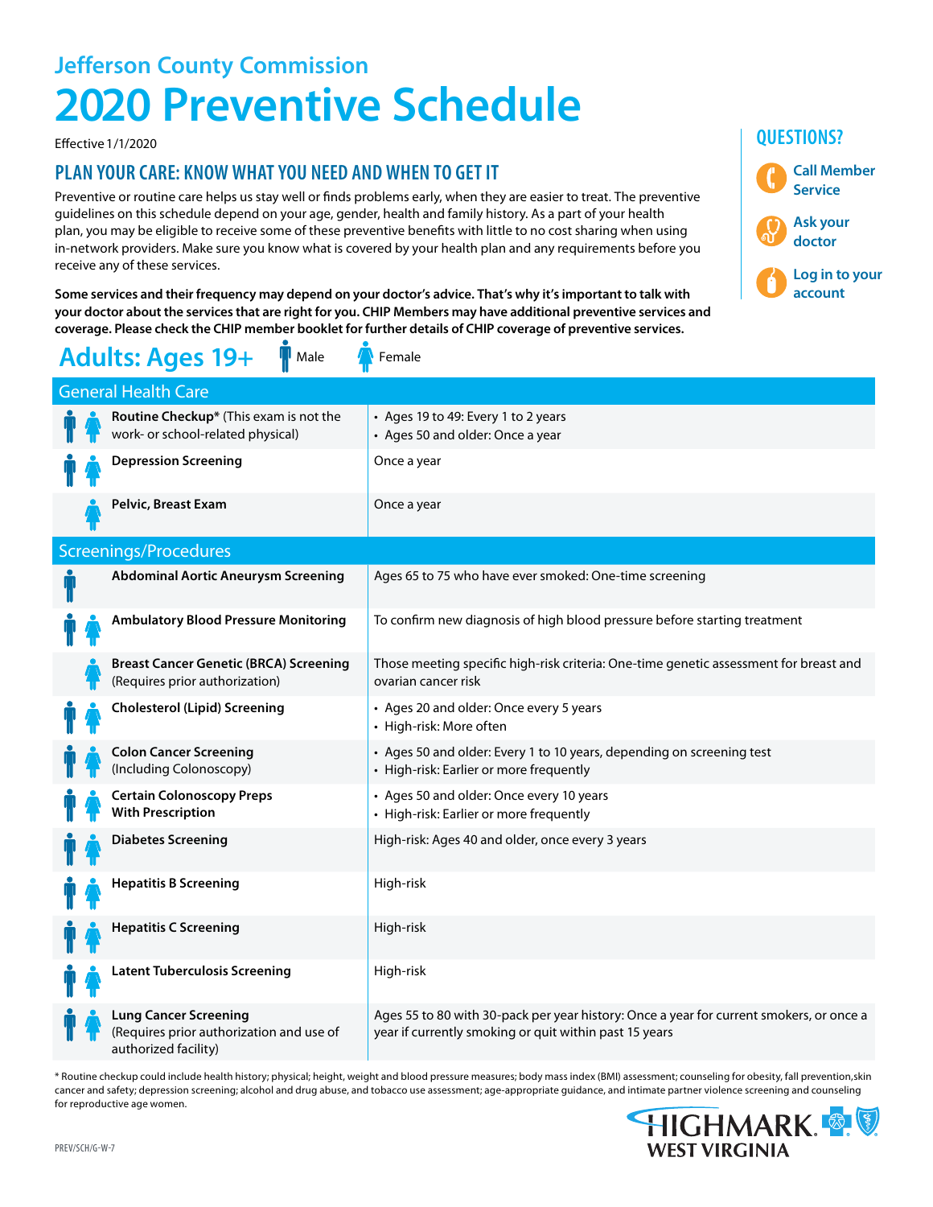# Jefferson County Commission

# 2020 Preventive Schedule

Effective 1/1/2020

## PLAN YOUR CARE: KNOW WHAT YOU NEED AND WHEN TO GET IT

Preventive or routine care helps us stay well or finds problems early, when they are easier to treat. The preventive guidelines on this schedule depend on your age, gender, health and family history. As a part of your health plan, you may be eligible to receive some of these preventive benefits with little to no cost sharing when using in-network providers. Make sure you know what is covered by your health plan and any requirements before you receive any of these services.

**Some services and their frequency may depend on your doctor's advice. That's why it's important to talk with your doctor about the services that are right for you. CHIP Members may have additional preventive services and coverage. Please check the CHIP member booklet for further details of CHIP coverage of preventive services.**

### QUESTIONS?

- Call Member Service
- Ask your doctor
- Log in to your account

## Adults: Ages 19+

### General Health Care

| Gender | Service | Schedule |
|---|---|---|
| Male, Female | **Routine Checkup*** (This exam is not the work- or school-related physical) | • Ages 19 to 49: Every 1 to 2 years<br>• Ages 50 and older: Once a year |
| Male, Female | **Depression Screening** | Once a year |
| Female | **Pelvic, Breast Exam** | Once a year |

### Screenings/Procedures

| Gender | Service | Schedule |
|---|---|---|
| Male | **Abdominal Aortic Aneurysm Screening** | Ages 65 to 75 who have ever smoked: One-time screening |
| Male, Female | **Ambulatory Blood Pressure Monitoring** | To confirm new diagnosis of high blood pressure before starting treatment |
| Female | **Breast Cancer Genetic (BRCA) Screening** (Requires prior authorization) | Those meeting specific high-risk criteria: One-time genetic assessment for breast and ovarian cancer risk |
| Male, Female | **Cholesterol (Lipid) Screening** | • Ages 20 and older: Once every 5 years<br>• High-risk: More often |
| Male, Female | **Colon Cancer Screening** (Including Colonoscopy) | • Ages 50 and older: Every 1 to 10 years, depending on screening test<br>• High-risk: Earlier or more frequently |
| Male, Female | **Certain Colonoscopy Preps With Prescription** | • Ages 50 and older: Once every 10 years<br>• High-risk: Earlier or more frequently |
| Male, Female | **Diabetes Screening** | High-risk: Ages 40 and older, once every 3 years |
| Male, Female | **Hepatitis B Screening** | High-risk |
| Male, Female | **Hepatitis C Screening** | High-risk |
| Male, Female | **Latent Tuberculosis Screening** | High-risk |
| Male, Female | **Lung Cancer Screening** (Requires prior authorization and use of authorized facility) | Ages 55 to 80 with 30-pack per year history: Once a year for current smokers, or once a year if currently smoking or quit within past 15 years |

\* Routine checkup could include health history; physical; height, weight and blood pressure measures; body mass index (BMI) assessment; counseling for obesity, fall prevention,skin cancer and safety; depression screening; alcohol and drug abuse, and tobacco use assessment; age-appropriate guidance, and intimate partner violence screening and counseling for reproductive age women.

HIGHMARK WEST VIRGINIA

PREV/SCH/G-W-7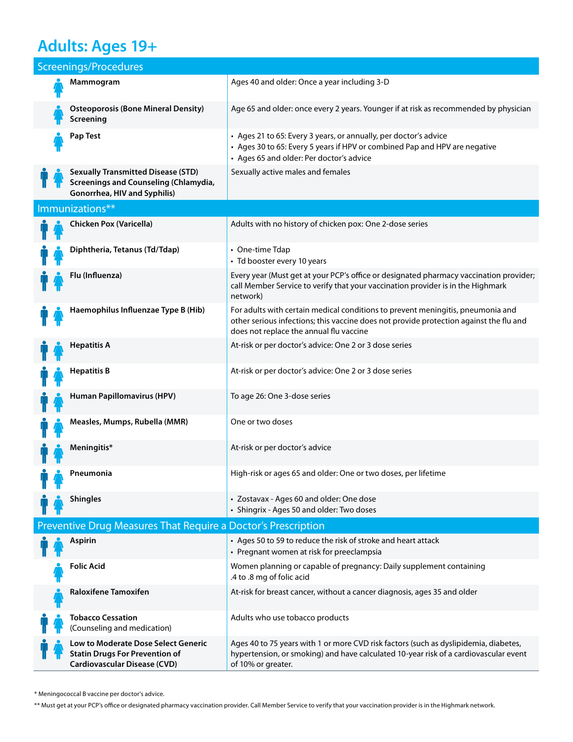# Adults: Ages 19+

| Screenings/Procedures | |
|---|---|
| **Mammogram** | Ages 40 and older: Once a year including 3-D |
| **Osteoporosis (Bone Mineral Density) Screening** | Age 65 and older: once every 2 years. Younger if at risk as recommended by physician |
| **Pap Test** | • Ages 21 to 65: Every 3 years, or annually, per doctor's advice<br>• Ages 30 to 65: Every 5 years if HPV or combined Pap and HPV are negative<br>• Ages 65 and older: Per doctor's advice |
| **Sexually Transmitted Disease (STD) Screenings and Counseling (Chlamydia, Gonorrhea, HIV and Syphilis)** | Sexually active males and females |
| **Immunizations**** | |
| **Chicken Pox (Varicella)** | Adults with no history of chicken pox: One 2-dose series |
| **Diphtheria, Tetanus (Td/Tdap)** | • One-time Tdap<br>• Td booster every 10 years |
| **Flu (Influenza)** | Every year (Must get at your PCP's office or designated pharmacy vaccination provider; call Member Service to verify that your vaccination provider is in the Highmark network) |
| **Haemophilus Influenzae Type B (Hib)** | For adults with certain medical conditions to prevent meningitis, pneumonia and other serious infections; this vaccine does not provide protection against the flu and does not replace the annual flu vaccine |
| **Hepatitis A** | At-risk or per doctor's advice: One 2 or 3 dose series |
| **Hepatitis B** | At-risk or per doctor's advice: One 2 or 3 dose series |
| **Human Papillomavirus (HPV)** | To age 26: One 3-dose series |
| **Measles, Mumps, Rubella (MMR)** | One or two doses |
| **Meningitis*** | At-risk or per doctor's advice |
| **Pneumonia** | High-risk or ages 65 and older: One or two doses, per lifetime |
| **Shingles** | • Zostavax - Ages 60 and older: One dose<br>• Shingrix - Ages 50 and older: Two doses |
| **Preventive Drug Measures That Require a Doctor's Prescription** | |
| **Aspirin** | • Ages 50 to 59 to reduce the risk of stroke and heart attack<br>• Pregnant women at risk for preeclampsia |
| **Folic Acid** | Women planning or capable of pregnancy: Daily supplement containing .4 to .8 mg of folic acid |
| **Raloxifene Tamoxifen** | At-risk for breast cancer, without a cancer diagnosis, ages 35 and older |
| **Tobacco Cessation** (Counseling and medication) | Adults who use tobacco products |
| **Low to Moderate Dose Select Generic Statin Drugs For Prevention of Cardiovascular Disease (CVD)** | Ages 40 to 75 years with 1 or more CVD risk factors (such as dyslipidemia, diabetes, hypertension, or smoking) and have calculated 10-year risk of a cardiovascular event of 10% or greater. |

* Meningococcal B vaccine per doctor's advice.

** Must get at your PCP's office or designated pharmacy vaccination provider. Call Member Service to verify that your vaccination provider is in the Highmark network.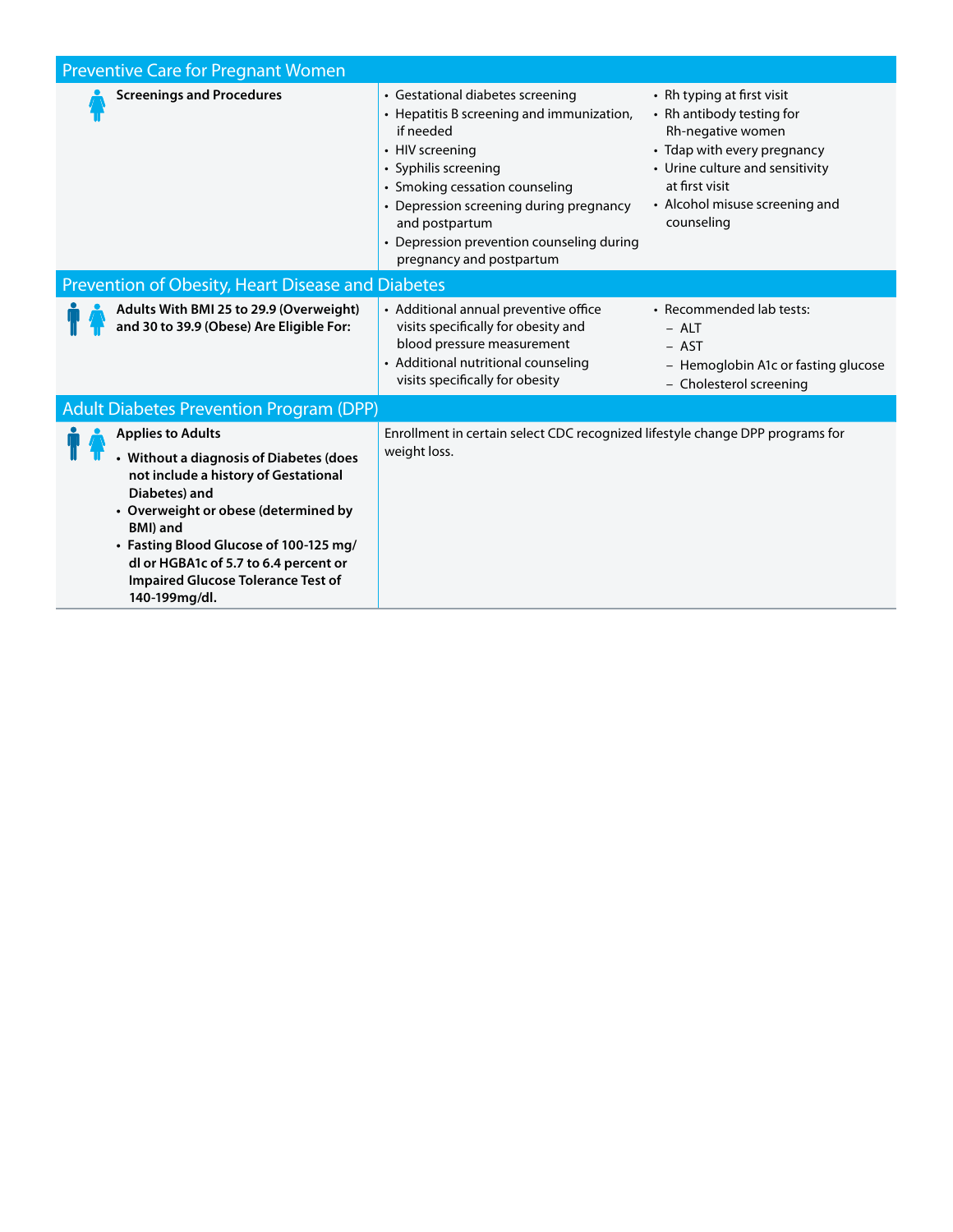## Preventive Care for Pregnant Women

**Screenings and Procedures**

- Gestational diabetes screening
- Hepatitis B screening and immunization, if needed
- HIV screening
- Syphilis screening
- Smoking cessation counseling
- Depression screening during pregnancy and postpartum
- Depression prevention counseling during pregnancy and postpartum
- Rh typing at first visit
- Rh antibody testing for Rh-negative women
- Tdap with every pregnancy
- Urine culture and sensitivity at first visit
- Alcohol misuse screening and counseling

## Prevention of Obesity, Heart Disease and Diabetes

**Adults With BMI 25 to 29.9 (Overweight) and 30 to 39.9 (Obese) Are Eligible For:**

- Additional annual preventive office visits specifically for obesity and blood pressure measurement
- Additional nutritional counseling visits specifically for obesity
- Recommended lab tests:
  - ALT
  - AST
  - Hemoglobin A1c or fasting glucose
  - Cholesterol screening

## Adult Diabetes Prevention Program (DPP)

**Applies to Adults**

- **Without a diagnosis of Diabetes (does not include a history of Gestational Diabetes) and**
- **Overweight or obese (determined by BMI) and**
- **Fasting Blood Glucose of 100-125 mg/dl or HGBA1c of 5.7 to 6.4 percent or Impaired Glucose Tolerance Test of 140-199mg/dl.**

Enrollment in certain select CDC recognized lifestyle change DPP programs for weight loss.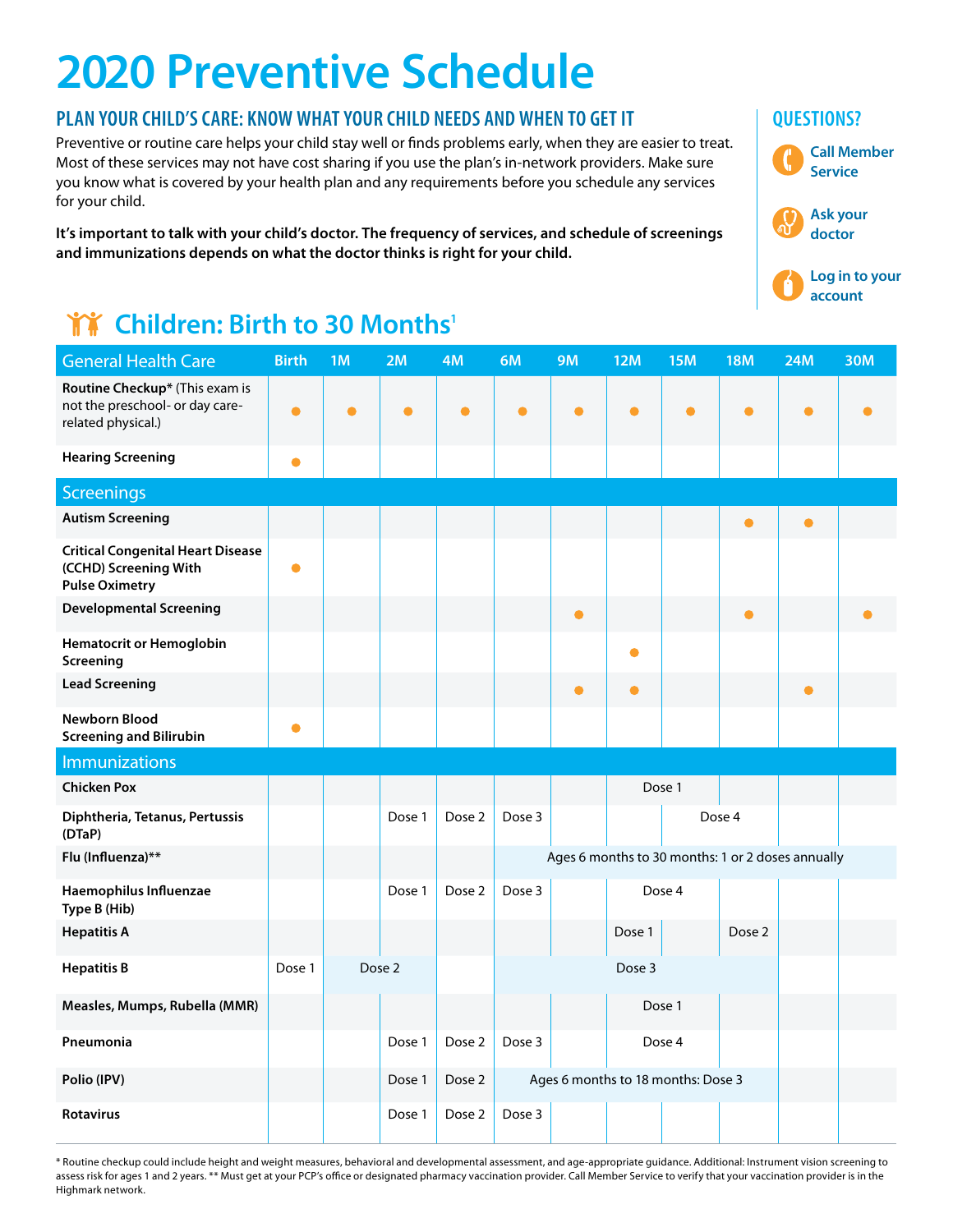# 2020 Preventive Schedule

## PLAN YOUR CHILD'S CARE: KNOW WHAT YOUR CHILD NEEDS AND WHEN TO GET IT

Preventive or routine care helps your child stay well or finds problems early, when they are easier to treat. Most of these services may not have cost sharing if you use the plan's in-network providers. Make sure you know what is covered by your health plan and any requirements before you schedule any services for your child.

**It's important to talk with your child's doctor. The frequency of services, and schedule of screenings and immunizations depends on what the doctor thinks is right for your child.**

## QUESTIONS?

- Call Member Service
- Ask your doctor
- Log in to your account

## Children: Birth to 30 Months[1]

| General Health Care | Birth | 1M | 2M | 4M | 6M | 9M | 12M | 15M | 18M | 24M | 30M |
|---|---|---|---|---|---|---|---|---|---|---|---|
| **Routine Checkup*** (This exam is not the preschool- or day care-related physical.) | ● | ● | ● | ● | ● | ● | ● | ● | ● | ● | ● |
| **Hearing Screening** | ● | | | | | | | | | | |
| **Screenings** | | | | | | | | | | | |
| **Autism Screening** | | | | | | | | | ● | ● | |
| **Critical Congenital Heart Disease (CCHD) Screening With Pulse Oximetry** | ● | | | | | | | | | | |
| **Developmental Screening** | | | | | | ● | | | ● | | ● |
| **Hematocrit or Hemoglobin Screening** | | | | | | | ● | | | | |
| **Lead Screening** | | | | | | ● | ● | | | ● | |
| **Newborn Blood Screening and Bilirubin** | ● | | | | | | | | | | |
| **Immunizations** | | | | | | | | | | | |
| **Chicken Pox** | | | | | | | Dose 1 (12M–15M) | | | | |
| **Diphtheria, Tetanus, Pertussis (DTaP)** | | | Dose 1 | Dose 2 | Dose 3 | | | Dose 4 (15M–18M) | | | |
| **Flu (Influenza)**** | | | | | Ages 6 months to 30 months: 1 or 2 doses annually | | | | | | |
| **Haemophilus Influenzae Type B (Hib)** | | | Dose 1 | Dose 2 | Dose 3 | | Dose 4 (12M–15M) | | | | |
| **Hepatitis A** | | | | | | | Dose 1 | | Dose 2 | | |
| **Hepatitis B** | Dose 1 | Dose 2 (1M–2M) | | | Dose 3 (6M–18M) | | | | | | |
| **Measles, Mumps, Rubella (MMR)** | | | | | | | Dose 1 (12M–15M) | | | | |
| **Pneumonia** | | | Dose 1 | Dose 2 | Dose 3 | | Dose 4 (12M–15M) | | | | |
| **Polio (IPV)** | | | Dose 1 | Dose 2 | Ages 6 months to 18 months: Dose 3 | | | | | | |
| **Rotavirus** | | | Dose 1 | Dose 2 | Dose 3 | | | | | | |

* Routine checkup could include height and weight measures, behavioral and developmental assessment, and age-appropriate guidance. Additional: Instrument vision screening to assess risk for ages 1 and 2 years. ** Must get at your PCP's office or designated pharmacy vaccination provider. Call Member Service to verify that your vaccination provider is in the Highmark network.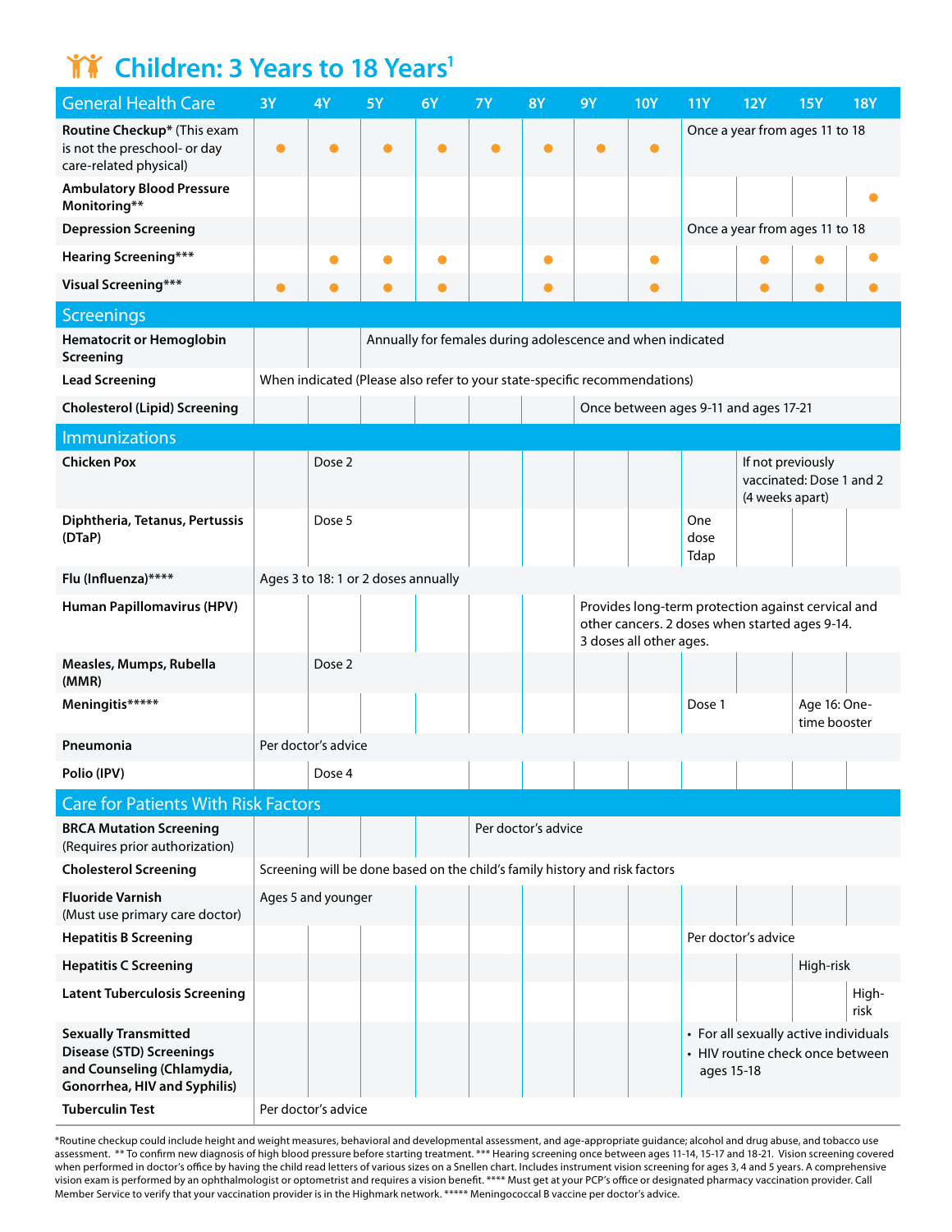# Children: 3 Years to 18 Years[1]

| General Health Care | 3Y | 4Y | 5Y | 6Y | 7Y | 8Y | 9Y | 10Y | 11Y | 12Y | 15Y | 18Y |
|---|---|---|---|---|---|---|---|---|---|---|---|---|
| **Routine Checkup*** (This exam is not the preschool- or day care-related physical) | ● | ● | ● | ● | ● | ● | ● | ● | Once a year from ages 11 to 18 | | | |
| **Ambulatory Blood Pressure Monitoring**** | | | | | | | | | | | | ● |
| **Depression Screening** | | | | | | | | | Once a year from ages 11 to 18 | | | |
| **Hearing Screening***** | | ● | ● | ● | | ● | | ● | | ● | ● | ● |
| **Visual Screening***** | ● | ● | ● | ● | | ● | | ● | | ● | ● | ● |
| **Screenings** | | | | | | | | | | | | |
| **Hematocrit or Hemoglobin Screening** | | | Annually for females during adolescence and when indicated | | | | | | | | | |
| **Lead Screening** | When indicated (Please also refer to your state-specific recommendations) | | | | | | | | | | | |
| **Cholesterol (Lipid) Screening** | | | | | | | Once between ages 9-11 and ages 17-21 | | | | | |
| **Immunizations** | | | | | | | | | | | | |
| **Chicken Pox** | | Dose 2 | | | | | | | | If not previously vaccinated: Dose 1 and 2 (4 weeks apart) | | |
| **Diphtheria, Tetanus, Pertussis (DTaP)** | | Dose 5 | | | | | | | One dose Tdap | | | |
| **Flu (Influenza)******** | Ages 3 to 18: 1 or 2 doses annually | | | | | | | | | | | |
| **Human Papillomavirus (HPV)** | | | | | | | Provides long-term protection against cervical and other cancers. 2 doses when started ages 9-14. 3 doses all other ages. | | | | | |
| **Measles, Mumps, Rubella (MMR)** | | Dose 2 | | | | | | | | | | |
| **Meningitis********* | | | | | | | | | Dose 1 | | Age 16: One-time booster | |
| **Pneumonia** | Per doctor's advice | | | | | | | | | | | |
| **Polio (IPV)** | | Dose 4 | | | | | | | | | | |
| **Care for Patients With Risk Factors** | | | | | | | | | | | | |
| **BRCA Mutation Screening** (Requires prior authorization) | | | | | Per doctor's advice | | | | | | | |
| **Cholesterol Screening** | Screening will be done based on the child's family history and risk factors | | | | | | | | | | | |
| **Fluoride Varnish** (Must use primary care doctor) | Ages 5 and younger | | | | | | | | | | | |
| **Hepatitis B Screening** | | | | | | | | | Per doctor's advice | | | |
| **Hepatitis C Screening** | | | | | | | | | | | High-risk | |
| **Latent Tuberculosis Screening** | | | | | | | | | | | | High-risk |
| **Sexually Transmitted Disease (STD) Screenings and Counseling (Chlamydia, Gonorrhea, HIV and Syphilis)** | | | | | | | | | • For all sexually active individuals • HIV routine check once between ages 15-18 | | | |
| **Tuberculin Test** | Per doctor's advice | | | | | | | | | | | |

*Routine checkup could include height and weight measures, behavioral and developmental assessment, and age-appropriate guidance; alcohol and drug abuse, and tobacco use assessment. ** To confirm new diagnosis of high blood pressure before starting treatment. *** Hearing screening once between ages 11-14, 15-17 and 18-21. Vision screening covered when performed in doctor's office by having the child read letters of various sizes on a Snellen chart. Includes instrument vision screening for ages 3, 4 and 5 years. A comprehensive vision exam is performed by an ophthalmologist or optometrist and requires a vision benefit. **** Must get at your PCP's office or designated pharmacy vaccination provider. Call Member Service to verify that your vaccination provider is in the Highmark network. ***** Meningococcal B vaccine per doctor's advice.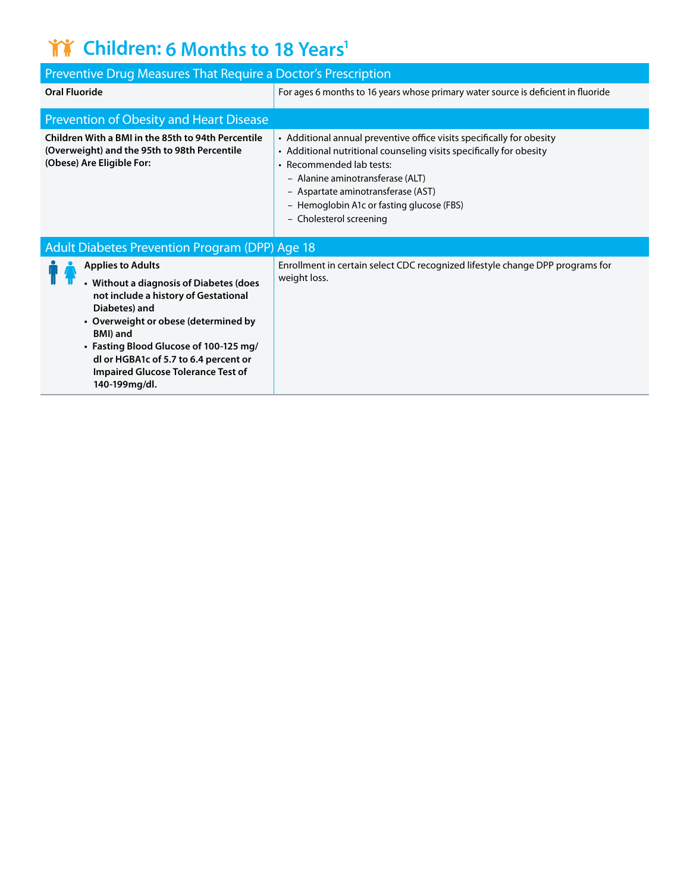# Children: 6 Months to 18 Years[1]

| Preventive Drug Measures That Require a Doctor's Prescription | |
|---|---|
| **Oral Fluoride** | For ages 6 months to 16 years whose primary water source is deficient in fluoride |

| Prevention of Obesity and Heart Disease | |
|---|---|
| **Children With a BMI in the 85th to 94th Percentile (Overweight) and the 95th to 98th Percentile (Obese) Are Eligible For:** | • Additional annual preventive office visits specifically for obesity<br>• Additional nutritional counseling visits specifically for obesity<br>• Recommended lab tests:<br>– Alanine aminotransferase (ALT)<br>– Aspartate aminotransferase (AST)<br>– Hemoglobin A1c or fasting glucose (FBS)<br>– Cholesterol screening |

| Adult Diabetes Prevention Program (DPP) Age 18 | |
|---|---|
| **Applies to Adults**<br>• **Without a diagnosis of Diabetes (does not include a history of Gestational Diabetes) and**<br>• **Overweight or obese (determined by BMI) and**<br>• **Fasting Blood Glucose of 100-125 mg/dl or HGBA1c of 5.7 to 6.4 percent or Impaired Glucose Tolerance Test of 140-199mg/dl.** | Enrollment in certain select CDC recognized lifestyle change DPP programs for weight loss. |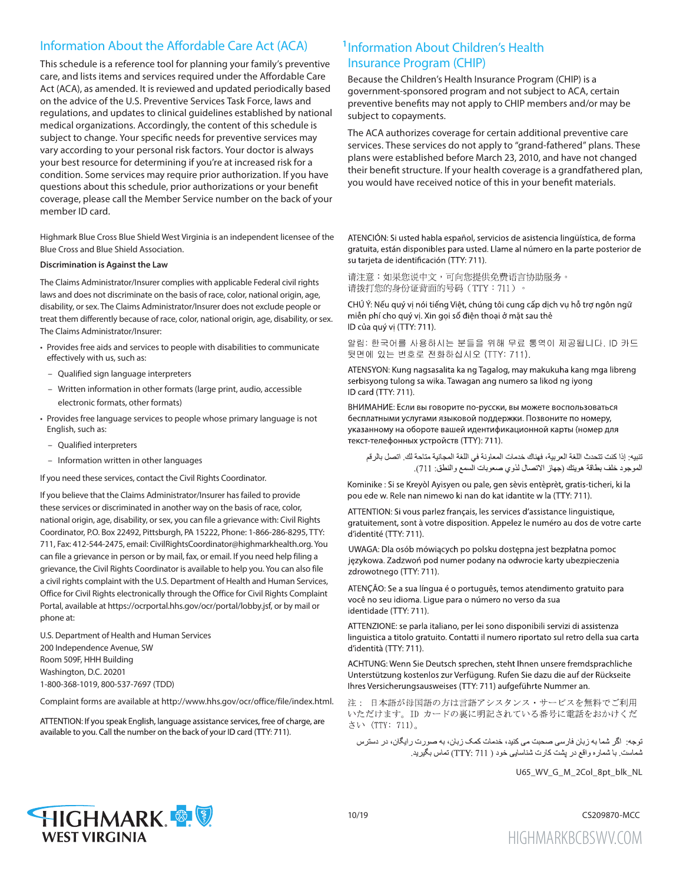## Information About the Affordable Care Act (ACA)

This schedule is a reference tool for planning your family's preventive care, and lists items and services required under the Affordable Care Act (ACA), as amended. It is reviewed and updated periodically based on the advice of the U.S. Preventive Services Task Force, laws and regulations, and updates to clinical guidelines established by national medical organizations. Accordingly, the content of this schedule is subject to change. Your specific needs for preventive services may vary according to your personal risk factors. Your doctor is always your best resource for determining if you're at increased risk for a condition. Some services may require prior authorization. If you have questions about this schedule, prior authorizations or your benefit coverage, please call the Member Service number on the back of your member ID card.

## [1] Information About Children's Health Insurance Program (CHIP)

Because the Children's Health Insurance Program (CHIP) is a government-sponsored program and not subject to ACA, certain preventive benefits may not apply to CHIP members and/or may be subject to copayments.

The ACA authorizes coverage for certain additional preventive care services. These services do not apply to "grand-fathered" plans. These plans were established before March 23, 2010, and have not changed their benefit structure. If your health coverage is a grandfathered plan, you would have received notice of this in your benefit materials.

Highmark Blue Cross Blue Shield West Virginia is an independent licensee of the Blue Cross and Blue Shield Association.

**Discrimination is Against the Law**

The Claims Administrator/Insurer complies with applicable Federal civil rights laws and does not discriminate on the basis of race, color, national origin, age, disability, or sex. The Claims Administrator/Insurer does not exclude people or treat them differently because of race, color, national origin, age, disability, or sex. The Claims Administrator/Insurer:

- Provides free aids and services to people with disabilities to communicate effectively with us, such as:
  - Qualified sign language interpreters
  - Written information in other formats (large print, audio, accessible electronic formats, other formats)
- Provides free language services to people whose primary language is not English, such as:
  - Qualified interpreters
  - Information written in other languages

If you need these services, contact the Civil Rights Coordinator.

If you believe that the Claims Administrator/Insurer has failed to provide these services or discriminated in another way on the basis of race, color, national origin, age, disability, or sex, you can file a grievance with: Civil Rights Coordinator, P.O. Box 22492, Pittsburgh, PA 15222, Phone: 1-866-286-8295, TTY: 711, Fax: 412-544-2475, email: CivilRightsCoordinator@highmarkhealth.org. You can file a grievance in person or by mail, fax, or email. If you need help filing a grievance, the Civil Rights Coordinator is available to help you. You can also file a civil rights complaint with the U.S. Department of Health and Human Services, Office for Civil Rights electronically through the Office for Civil Rights Complaint Portal, available at https://ocrportal.hhs.gov/ocr/portal/lobby.jsf, or by mail or phone at:

U.S. Department of Health and Human Services
200 Independence Avenue, SW
Room 509F, HHH Building
Washington, D.C. 20201
1-800-368-1019, 800-537-7697 (TDD)

Complaint forms are available at http://www.hhs.gov/ocr/office/file/index.html.

ATTENTION: If you speak English, language assistance services, free of charge, are available to you. Call the number on the back of your ID card (TTY: 711).

ATENCIÓN: Si usted habla español, servicios de asistencia lingüística, de forma gratuita, están disponibles para usted. Llame al número en la parte posterior de su tarjeta de identificación (TTY: 711).

请注意：如果您说中文，可向您提供免费语言协助服务。请拨打您的身份证背面的号码（TTY：711）。

CHÚ Ý: Nếu quý vị nói tiếng Việt, chúng tôi cung cấp dịch vụ hỗ trợ ngôn ngữ miễn phí cho quý vị. Xin gọi số điện thoại ở mặt sau thẻ ID của quý vị (TTY: 711).

알림: 한국어를 사용하시는 분들을 위해 무료 통역이 제공됩니다. ID 카드 뒷면에 있는 번호로 전화하십시오 (TTY: 711).

ATENSYON: Kung nagsasalita ka ng Tagalog, may makukuha kang mga libreng serbisyong tulong sa wika. Tawagan ang numero sa likod ng iyong ID card (TTY: 711).

ВНИМАНИЕ: Если вы говорите по-русски, вы можете воспользоваться бесплатными услугами языковой поддержки. Позвоните по номеру, указанному на обороте вашей идентификационной карты (номер для текст-телефонных устройств (TTY): 711).

تنبيه: إذا كنت تتحدث اللغة العربية، فهناك خدمات المعاونة في اللغة المجانية متاحة لك. اتصل بالرقم الموجود خلف بطاقة هويتك (جهاز الاتصال لذوي صعوبات السمع والنطق: 711).

Kominike : Si se Kreyòl Ayisyen ou pale, gen sèvis entèprèt, gratis-ticheri, ki la pou ede w. Rele nan nimewo ki nan do kat idantite w la (TTY: 711).

ATTENTION: Si vous parlez français, les services d'assistance linguistique, gratuitement, sont à votre disposition. Appelez le numéro au dos de votre carte d'identité (TTY: 711).

UWAGA: Dla osób mówiących po polsku dostępna jest bezpłatna pomoc językowa. Zadzwoń pod numer podany na odwrocie karty ubezpieczenia zdrowotnego (TTY: 711).

ATENÇÃO: Se a sua língua é o português, temos atendimento gratuito para você no seu idioma. Ligue para o número no verso da sua identidade (TTY: 711).

ATTENZIONE: se parla italiano, per lei sono disponibili servizi di assistenza linguistica a titolo gratuito. Contatti il numero riportato sul retro della sua carta d'identità (TTY: 711).

ACHTUNG: Wenn Sie Deutsch sprechen, steht Ihnen unsere fremdsprachliche Unterstützung kostenlos zur Verfügung. Rufen Sie dazu die auf der Rückseite Ihres Versicherungsausweises (TTY: 711) aufgeführte Nummer an.

注： 日本語が母国語の方は言語アシスタンス・サービスを無料でご利用いただけます。ID カードの裏に明記されている番号に電話をおかけください（TTY: 711）。

توجه: اگر شما به زبان فارسی صحبت می کنید، خدمات کمک زبان، به صورت رایگان، در دسترس شماست. با شماره واقع در پشت کارت شناسایی خود (TTY: 711) تماس بگیرید.

U65_WV_G_M_2Col_8pt_blk_NL

HIGHMARK WEST VIRGINIA

10/19

CS209870-MCC

HIGHMARKBCBSWV.COM